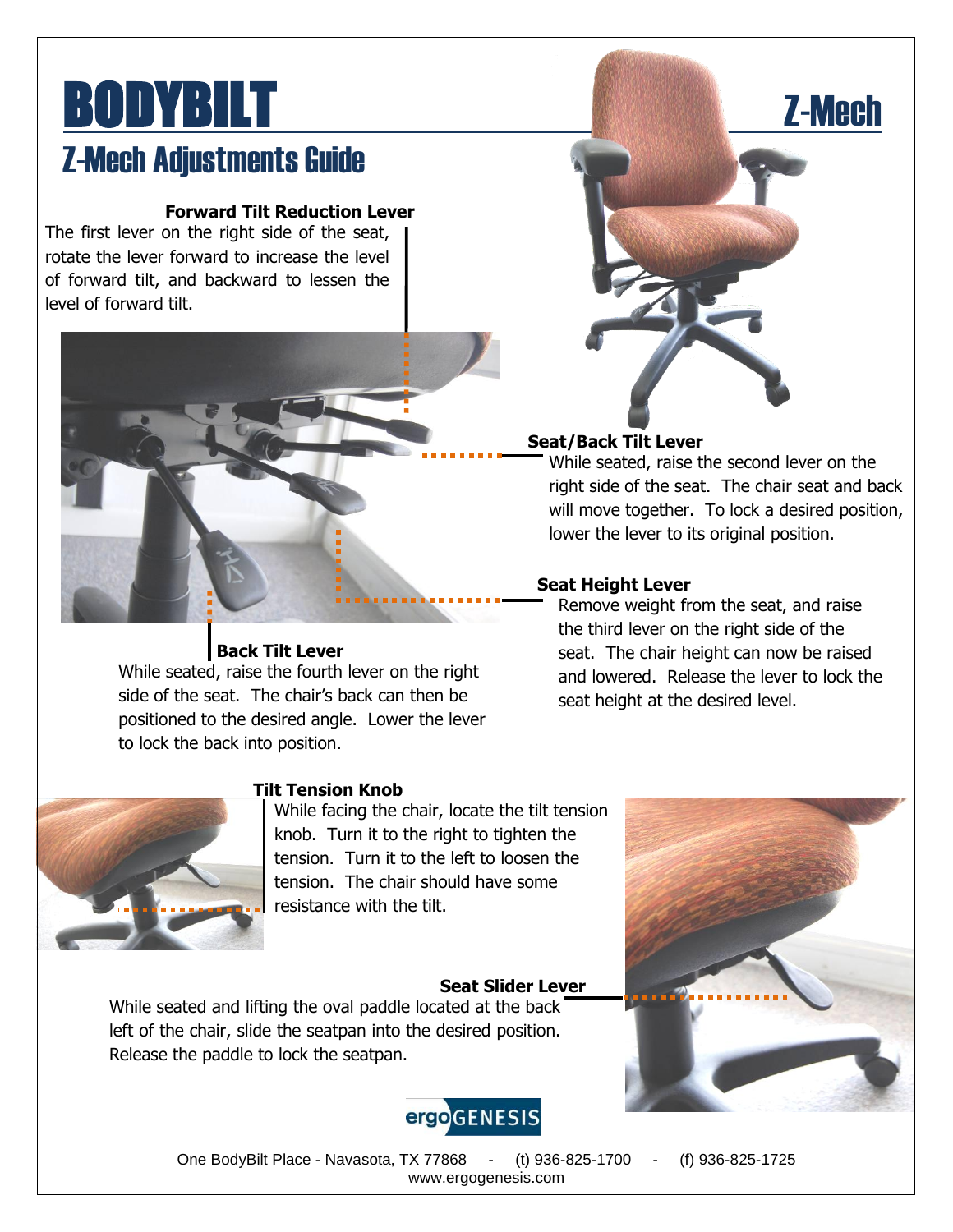# BODYBILT

## Z-Mech Adjustments Guide

Z-Mech

### Forward Tilt Reduction Lever

The first lever on the right side of the seat, rotate the lever forward to increase the level of forward tilt, and backward to lessen the level of forward tilt.

### Seat/Back Tilt Lever

While seated, raise the second lever on the right side of the seat. The chair seat and back will move together. To lock a desired position, lower the lever to its original position.

### Seat Height Lever

Remove weight from the seat, and raise the third lever on the right side of the seat. The chair height can now be raised and lowered. Release the lever to lock the seat height at the desired level.

### Back Tilt Lever

While seated, raise the fourth lever on the right side of the seat. The chair's back can then be positioned to the desired angle. Lower the lever to lock the back into position.

### Tilt Tension Knob

While facing the chair, locate the tilt tension knob. Turn it to the right to tighten the tension. Turn it to the left to loosen the tension. The chair should have some resistance with the tilt.

### Seat Slider Lever

While seated and lifting the oval paddle located at the back left of the chair, slide the seatpan into the desired position. Release the paddle to lock the seatpan.

ergoGENESIS

One BodyBilt Place - Navasota, TX 77868 - (t) 936-825-1700 - (f) 936-825-1725
www.ergogenesis.com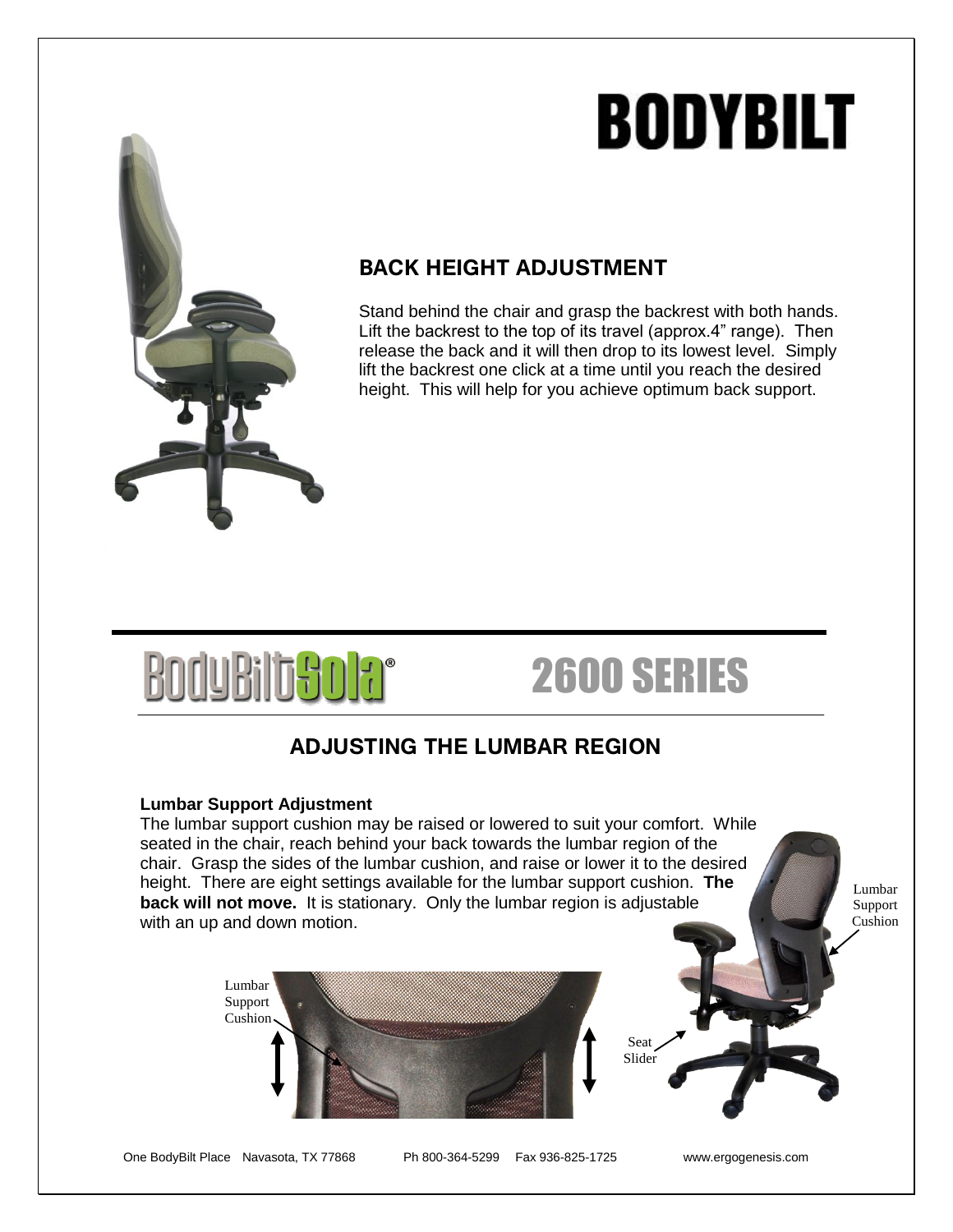# BODYBILT

## BACK HEIGHT ADJUSTMENT

Stand behind the chair and grasp the backrest with both hands. Lift the backrest to the top of its travel (approx.4" range). Then release the back and it will then drop to its lowest level. Simply lift the backrest one click at a time until you reach the desired height. This will help for you achieve optimum back support.

# BodyBilt Sola® 2600 SERIES

## ADJUSTING THE LUMBAR REGION

**Lumbar Support Adjustment**

The lumbar support cushion may be raised or lowered to suit your comfort. While seated in the chair, reach behind your back towards the lumbar region of the chair. Grasp the sides of the lumbar cushion, and raise or lower it to the desired height. There are eight settings available for the lumbar support cushion. **The back will not move.** It is stationary. Only the lumbar region is adjustable with an up and down motion.

Lumbar Support Cushion

Seat Slider

Lumbar Support Cushion

One BodyBilt Place Navasota, TX 77868 Ph 800-364-5299 Fax 936-825-1725 www.ergogenesis.com